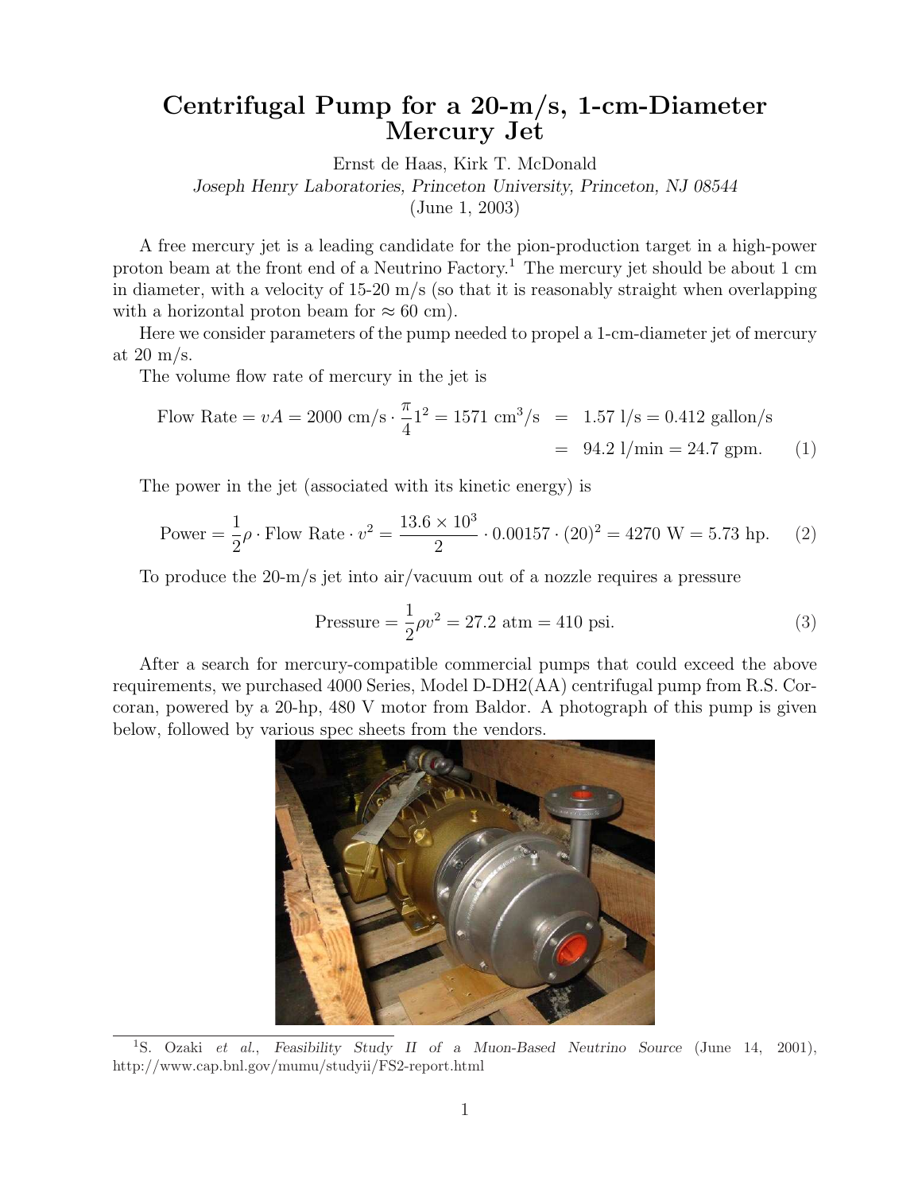# Centrifugal Pump for a 20-m/s, 1-cm-Diameter Mercury Jet

Ernst de Haas, Kirk T. McDonald

*Joseph Henry Laboratories, Princeton University, Princeton, NJ 08544*

(June 1, 2003)

A free mercury jet is a leading candidate for the pion-production target in a high-power proton beam at the front end of a Neutrino Factory.[1] The mercury jet should be about 1 cm in diameter, with a velocity of 15-20 m/s (so that it is reasonably straight when overlapping with a horizontal proton beam for $\approx 60$ cm).

Here we consider parameters of the pump needed to propel a 1-cm-diameter jet of mercury at 20 m/s.

The volume flow rate of mercury in the jet is

$$\begin{aligned}\text{Flow Rate} = vA = 2000\ \text{cm/s} \cdot \frac{\pi}{4} 1^2 = 1571\ \text{cm}^3/\text{s} &= 1.57\ \text{l/s} = 0.412\ \text{gallon/s} \\ &= 94.2\ \text{l/min} = 24.7\ \text{gpm}. \end{aligned} \tag{1}$$

The power in the jet (associated with its kinetic energy) is

$$\text{Power} = \frac{1}{2}\rho \cdot \text{Flow Rate} \cdot v^2 = \frac{13.6 \times 10^3}{2} \cdot 0.00157 \cdot (20)^2 = 4270\ \text{W} = 5.73\ \text{hp}. \tag{2}$$

To produce the 20-m/s jet into air/vacuum out of a nozzle requires a pressure

$$\text{Pressure} = \frac{1}{2}\rho v^2 = 27.2\ \text{atm} = 410\ \text{psi}. \tag{3}$$

After a search for mercury-compatible commercial pumps that could exceed the above requirements, we purchased 4000 Series, Model D-DH2(AA) centrifugal pump from R.S. Corcoran, powered by a 20-hp, 480 V motor from Baldor. A photograph of this pump is given below, followed by various spec sheets from the vendors.

[1] S. Ozaki *et al.*, *Feasibility Study II of a Muon-Based Neutrino Source* (June 14, 2001), http://www.cap.bnl.gov/mumu/studyii/FS2-report.html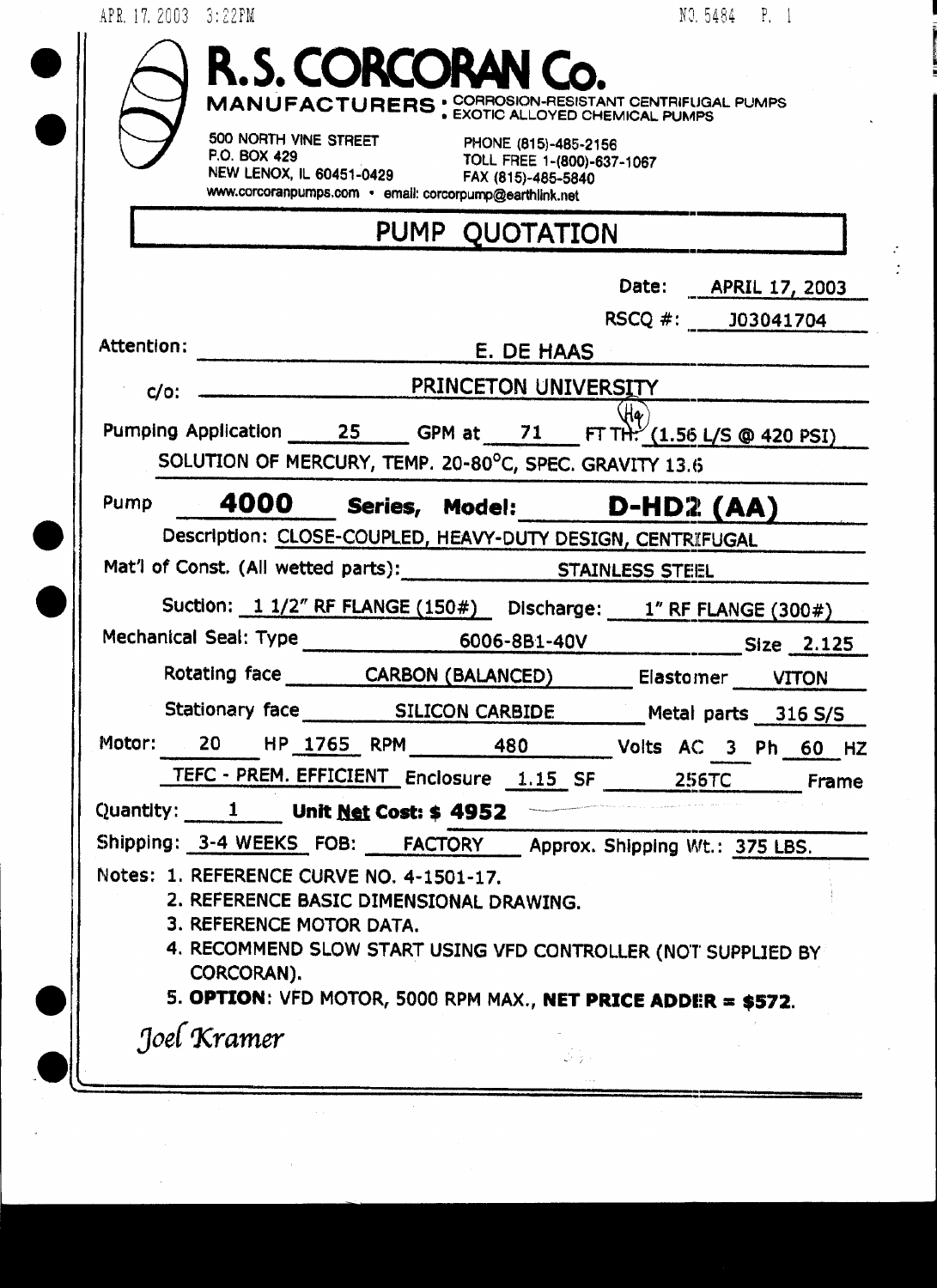# R.S. CORCORAN Co.

**MANUFACTURERS** : • CORROSION-RESISTANT CENTRIFUGAL PUMPS • EXOTIC ALLOYED CHEMICAL PUMPS

500 NORTH VINE STREET
P.O. BOX 429
NEW LENOX, IL 60451-0429

PHONE (815)-485-2156
TOLL FREE 1-(800)-637-1067
FAX (815)-485-5840

www.corcoranpumps.com • email: corcorpump@earthlink.net

## PUMP QUOTATION

Date: APRIL 17, 2003

RSCQ #: J03041704

Attention: E. DE HAAS

c/o: PRINCETON UNIVERSITY

Pumping Application 25 GPM at 71 FT TH: (Hg) (1.56 L/S @ 420 PSI)

SOLUTION OF MERCURY, TEMP. 20-80°C, SPEC. GRAVITY 13.6

Pump **4000 Series, Model: D-HD2 (AA)**

Description: CLOSE-COUPLED, HEAVY-DUTY DESIGN, CENTRIFUGAL

Mat'l of Const. (All wetted parts): STAINLESS STEEL

Suction: 1 1/2" RF FLANGE (150#) Discharge: 1" RF FLANGE (300#)

Mechanical Seal: Type 6006-8B1-40V Size 2.125

Rotating face CARBON (BALANCED) Elastomer VITON

Stationary face SILICON CARBIDE Metal parts 316 S/S

Motor: 20 HP 1765 RPM 480 Volts AC 3 Ph 60 HZ

TEFC - PREM. EFFICIENT Enclosure 1.15 SF 256TC Frame

Quantity: 1 **Unit Net Cost: $ 4952**

Shipping: 3-4 WEEKS FOB: FACTORY Approx. Shipping Wt.: 375 LBS.

Notes:
1. REFERENCE CURVE NO. 4-1501-17.
2. REFERENCE BASIC DIMENSIONAL DRAWING.
3. REFERENCE MOTOR DATA.
4. RECOMMEND SLOW START USING VFD CONTROLLER (NOT SUPPLIED BY CORCORAN).
5. **OPTION**: VFD MOTOR, 5000 RPM MAX., **NET PRICE ADDER = $572.**

*Joel Kramer*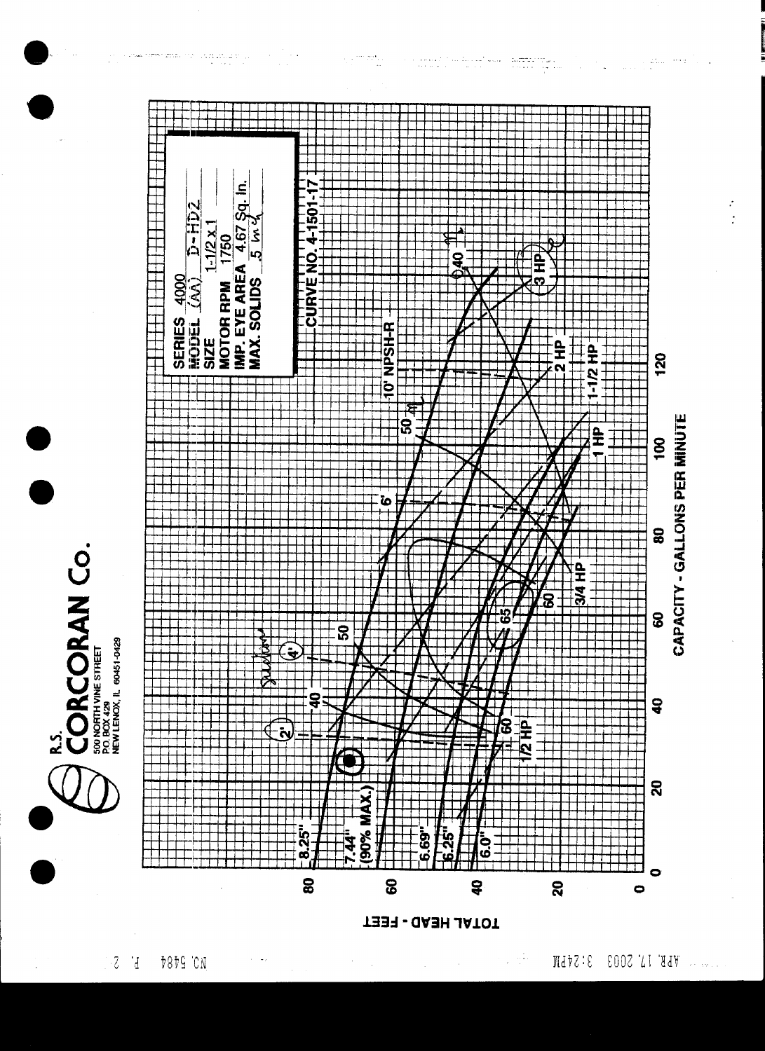R.S.
CORCORAN Co.
500 NORTH VINE STREET
P.O. BOX 429
NEW LENOX, IL 60451-0429

SERIES 4000
MODEL (AA) D-HD2
SIZE 1-1/2 x 1
MOTOR RPM 1750
IMP. EYE AREA 4.67 Sq. In.
MAX. SOLIDS .5 inch

CURVE NO. 4-1501-17

TOTAL HEAD - FEET

0
20
40
60
80

CAPACITY - GALLONS PER MINUTE

0
20
40
60
80
100
120

8.25"
7.44" (90% MAX.)
6.69"
6.25"
6.0"

40
50
60
65
60
50
40

2'
4'
6'
10' NPSH-R

1/2 HP
3/4 HP
1 HP
1-1/2 HP
2 HP
3 HP

Duston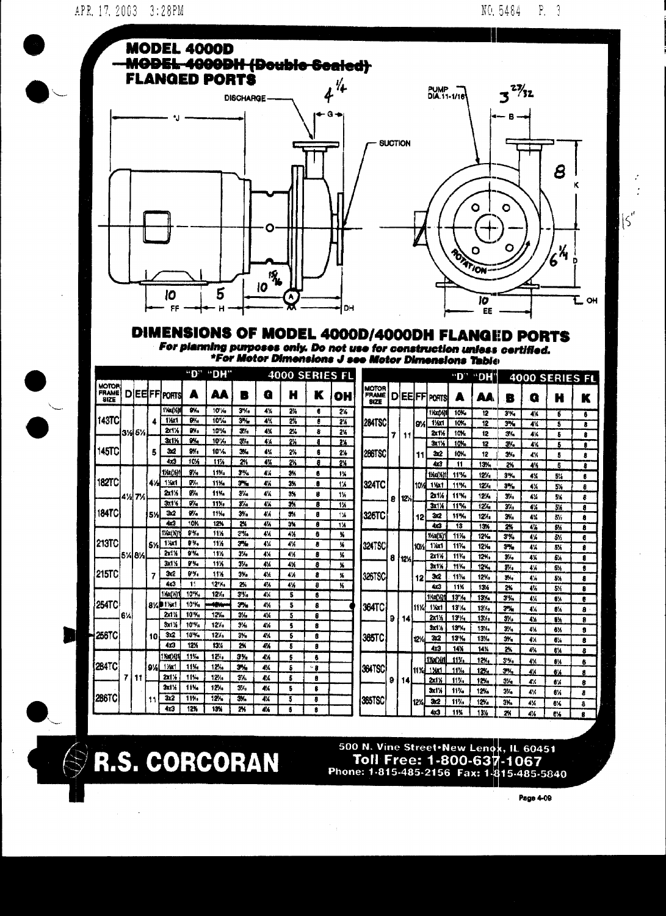# MODEL 4000D

~~MODEL 4000DH (Double Sealed)~~

## FLANGED PORTS

DISCHARGE

$4\frac{1}{4}$

PUMP DIA. 11-1/16

$3\frac{27}{32}$

SUCTION

J

G

B

8

K

15"

$6\frac{1}{4}$

D

10

5

$10\frac{15}{16}$

A

FF

H

AA

DH

10

EE

OH

ROTATION

## DIMENSIONS OF MODEL 4000D/4000DH FLANGED PORTS

***For planning purposes only. Do not use for construction unless certified.***
***\*For Motor Dimensions J see Motor Dimensions Table***

| MOTOR FRAME SIZE | D | EE | FF | PORTS | "D" A | "DH" AA | B | G | H | K | OH |
|---|---|---|---|---|---|---|---|---|---|---|---|
| 143TC | 3½ | 5½ | 4 | 1½x(¾) | 9⅝ | 10⅞ | 3¹³⁄₁₆ | 4¼ | 2¾ | 8 | 2¼ |
| | | | | 1½x1 | 9⅝ | 10⅞ | 3⅝ | 4¼ | 2¾ | 8 | 2¼ |
| | | | | 2x1½ | 9⅝ | 10⅞ | 3¼ | 4¼ | 2¾ | 8 | 2¼ |
| 145TC | | | 5 | 3x1½ | 9⅝ | 10⅞ | 3¼ | 4¼ | 2¾ | 8 | 2¼ |
| | | | | 3x2 | 9⅝ | 10⅞ | 3⅝ | 4¼ | 2¾ | 8 | 2¼ |
| | | | | 4x3 | 10⅛ | 11⅜ | 2¾ | 4¾ | 2¾ | 8 | 2¼ |
| 182TC | 4½ | 7½ | 4½ | 1½x(¾) | 9⅞ | 11⅛ | 3¹³⁄₁₆ | 4¼ | 3⅝ | 8 | 1¼ |
| | | | | 1½x1 | 9⅞ | 11⅛ | 3⅝ | 4¼ | 3⅝ | 8 | 1¼ |
| | | | | 2x1½ | 9⅞ | 11⅛ | 3¼ | 4¼ | 3⅝ | 8 | 1¼ |
| 184TC | | | 5½ | 3x1½ | 9⅞ | 11⅛ | 3¼ | 4¼ | 3⅝ | 8 | 1¼ |
| | | | | 3x2 | 9⅞ | 11⅛ | 3⅝ | 4¼ | 3⅝ | 8 | 1¼ |
| | | | | 4x3 | 10⅜ | 12⅝ | 2¾ | 4¾ | 3⅝ | 8 | 1¼ |
| 213TC | 5¼ | 8½ | 5½ | 1½x(¾) | 9¹³⁄₁₆ | 11⅛ | 3¹³⁄₁₆ | 4¼ | 4½ | 8 | ⅜ |
| | | | | 1½x1 | 9¹³⁄₁₆ | 11⅛ | 3⅝ | 4¼ | 4½ | 8 | ⅜ |
| | | | | 2x1½ | 9¹³⁄₁₆ | 11⅛ | 3¼ | 4¼ | 4½ | 8 | ⅜ |
| 215TC | | | 7 | 3x1½ | 9¹³⁄₁₆ | 11⅛ | 3¼ | 4¼ | 4½ | 8 | ⅜ |
| | | | | 3x2 | 9¹³⁄₁₆ | 11⅛ | 3⅝ | 4¼ | 4½ | 8 | ⅜ |
| | | | | 4x3 | 11 | 12⁵⁄₁₆ | 2¾ | 4¾ | 4½ | 8 | ⅜ |
| 254TC | 6¼ | | 8½ | 1½x(¾) | 10⁹⁄₁₆ | 12⅝ | 3¹³⁄₁₆ | 4¼ | 5 | 8 | |
| | | | | 1½x1 | 10⁹⁄₁₆ | ~~12⅝~~ | 3⅝ | 4¼ | 5 | 8 | |
| | | | | 2x1½ | 10⁹⁄₁₆ | 12⅝ | 3¼ | 4¼ | 5 | 8 | |
| 256TC | | | 10 | 3x1½ | 10⁹⁄₁₆ | 12⅝ | 3¼ | 4¼ | 5 | 8 | |
| | | | | 3x2 | 10⁹⁄₁₆ | 12⅝ | 3⅝ | 4¼ | 5 | 8 | |
| | | | | 4x3 | 12⅜ | 13⅜ | 2¾ | 4¾ | 5 | 8 | |
| 284TC | 7 | 11 | 9½ | 1½x(¾) | 11⅛ | 12⅞ | 3¹³⁄₁₆ | 4¼ | 5 | 8 | |
| | | | | 1½x1 | 11⅛ | 12⅞ | 3⅝ | 4¼ | 5 | 8 | |
| | | | | 2x1½ | 11⅛ | 12⅞ | 3¼ | 4¼ | 5 | 8 | |
| 286TC | | | 11 | 3x1½ | 11⅛ | 12⅞ | 3¼ | 4¼ | 5 | 8 | |
| | | | | 3x2 | 11⅛ | 12⅞ | 3⅝ | 4¼ | 5 | 8 | |
| | | | | 4x3 | 12⅜ | 13⅜ | 2¾ | 4¾ | 5 | 8 | |

| MOTOR FRAME SIZE | D | EE | FF | PORTS | "D" A | "DH" AA | B | G | H | K |
|---|---|---|---|---|---|---|---|---|---|---|
| 284TSC | 7 | 11 | 9½ | 1½x(¾) | 10⅝ | 12 | 3¹³⁄₁₆ | 4¼ | 5 | 8 |
| | | | | 1½x1 | 10⅝ | 12 | 3⅝ | 4¼ | 5 | 8 |
| | | | | 2x1½ | 10⅝ | 12 | 3¼ | 4¼ | 5 | 8 |
| 286TSC | | | 11 | 3x1½ | 10⅝ | 12 | 3¼ | 4¼ | 5 | 8 |
| | | | | 3x2 | 10⅝ | 12 | 3⅝ | 4¼ | 5 | 8 |
| | | | | 4x3 | 11 | 13⅜ | 2¾ | 4¾ | 5 | 8 |
| 324TC | 8 | 12½ | 10½ | 1½x(¾) | 11⅝ | 12⅞ | 3¹³⁄₁₆ | 4¼ | 5½ | 8 |
| | | | | 1½x1 | 11⅝ | 12⅞ | 3⅝ | 4¼ | 5½ | 8 |
| | | | | 2x1½ | 11⅝ | 12⅞ | 3¼ | 4¼ | 5½ | 8 |
| 326TC | | | 12 | 3x1½ | 11⅝ | 12⅞ | 3¼ | 4¼ | 5½ | 8 |
| | | | | 3x2 | 11⅝ | 12⅞ | 3⅝ | 4¼ | 5½ | 8 |
| | | | | 4x3 | 13 | 13⅜ | 2¾ | 4¾ | 5½ | 8 |
| 324TSC | 8 | 12½ | 10½ | 1½x(¾) | 11⅛ | 12⅜ | 3¹³⁄₁₆ | 4¼ | 5½ | 8 |
| | | | | 1½x1 | 11⅛ | 12⅜ | 3⅝ | 4¼ | 5½ | 8 |
| | | | | 2x1½ | 11⅛ | 12⅜ | 3¼ | 4¼ | 5½ | 8 |
| 326TSC | | | 12 | 3x1½ | 11⅛ | 12⅜ | 3¼ | 4¼ | 5½ | 8 |
| | | | | 3x2 | 11⅛ | 12⅜ | 3⅝ | 4¼ | 5½ | 8 |
| | | | | 4x3 | 11⅜ | 13⅜ | 2¾ | 4¾ | 5½ | 8 |
| 364TC | 9 | 14 | 11¼ | 1½x(¾) | 13⁵⁄₁₆ | 13⅞ | 3¹³⁄₁₆ | 4¼ | 6¼ | 8 |
| | | | | 1½x1 | 13⁵⁄₁₆ | 13⅞ | 3⅝ | 4¼ | 6¼ | 8 |
| | | | | 2x1½ | 13⁵⁄₁₆ | 13⅞ | 3¼ | 4¼ | 6¼ | 8 |
| 365TC | | | 12¼ | 3x1½ | 13⁵⁄₁₆ | 13⅞ | 3¼ | 4¼ | 6¼ | 8 |
| | | | | 3x2 | 13⁵⁄₁₆ | 13⅞ | 3⅝ | 4¼ | 6¼ | 8 |
| | | | | 4x3 | 14⅜ | 14⅜ | 2¾ | 4¾ | 6¼ | 8 |
| 364TSC | 9 | 14 | 11¼ | 1½x(¾) | 11⅞ | 12⅝ | 3¹³⁄₁₆ | 4¼ | 6¼ | 8 |
| | | | | 1½x1 | 11⅞ | 12⅝ | 3⅝ | 4¼ | 6¼ | 8 |
| | | | | 2x1½ | 11⅞ | 12⅝ | 3¼ | 4¼ | 6¼ | 8 |
| 365TSC | | | 12¼ | 3x1½ | 11⅞ | 12⅝ | 3¼ | 4¼ | 6¼ | 8 |
| | | | | 3x2 | 11⅞ | 12⅝ | 3⅝ | 4¼ | 6¼ | 8 |
| | | | | 4x3 | 11⅜ | 13⅜ | 2¾ | 4¾ | 6¼ | 8 |

**R.S. CORCORAN**

500 N. Vine Street•New Lenox, IL 60451
**Toll Free: 1-800-637-1067**
Phone: 1-815-485-2156 Fax: 1-815-485-5840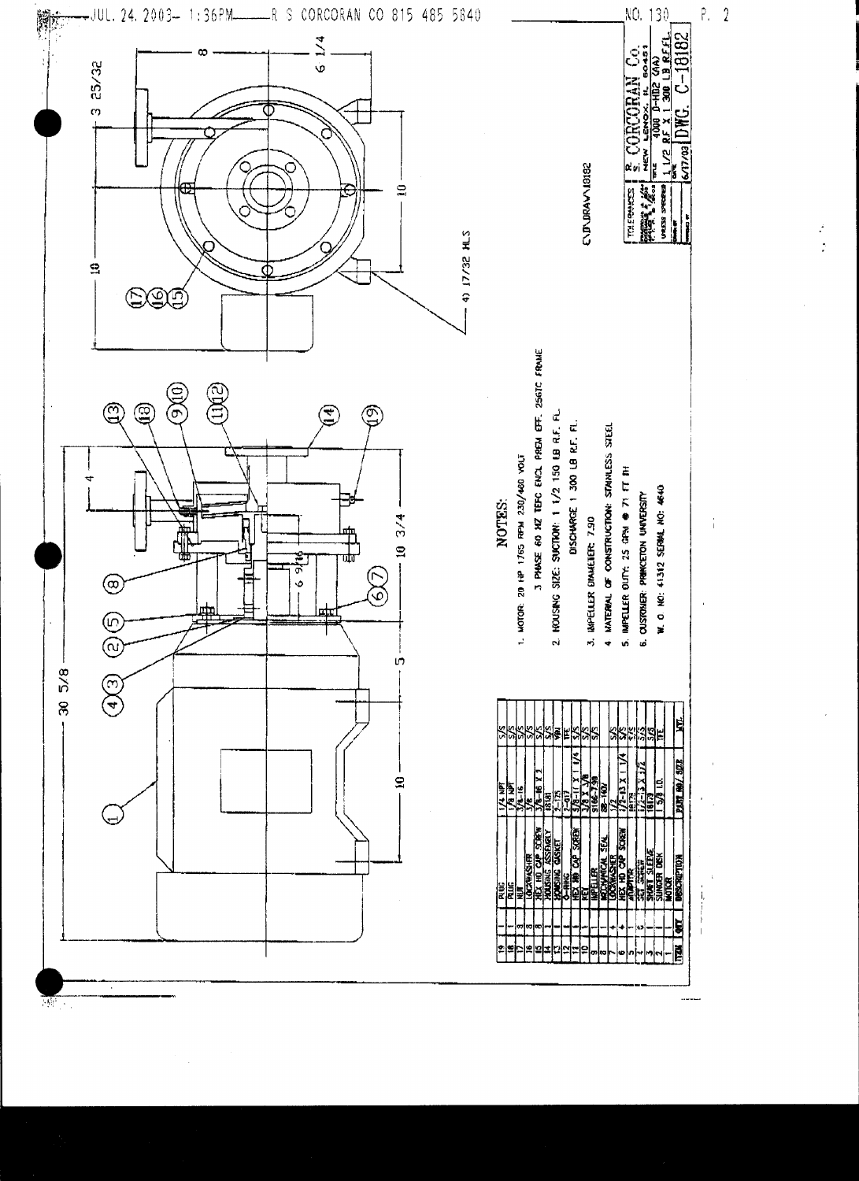JUL. 24. 2003 1:36PM R S CORCORAN CO 815 485 5840 NO. 130 P. 2

## NOTES:

1. MOTOR: 20 HP 1765 RPM 230/460 VOLT
   3 PHASE 60 HZ TEFC ENCL PREM EFF. 256TC FRAME
2. HOUSING SIZE: SUCTION: 1 1/2 150 LB R.F. FL.
   DISCHARGE 1 300 LB R.F. FL.
3. IMPELLER DIAMETER: 7.90
4. MATERIAL OF CONSTRUCTION: STAINLESS STEEL
5. IMPELLER DUTY: 25 GPM @ 71 FT fH
6. CUSTOMER: PRINCETON UNIVERSITY

W. O. NO: 41312 SERIAL NO: 4640

| ITEM | QTY. | DESCRIPTION | PART NO./ SIZE | MAT. |
|---|---|---|---|---|
| 19 | 1 | PLUG | 1/4 NPT | S/S |
| 18 | 1 | PLUG | 1/8 NPT | S/S |
| 17 | 8 | NUT | 3/8-16 | S/S |
| 16 | 8 | LOCKWASHER | 3/8 | S/S |
| 15 | 8 | HEX HD CAP SCREW | 3/8-16 X 2 | S/S |
| 14 | 1 | HOUSING ASSEMBLY | 18181 | S/S |
| 13 | 1 | HOUSING GASKET | 2-175 | VIN |
| 12 | 1 | O-RING | 2-017 | TFE |
| 11 | 4 | HEX HD CAP SCREW | 5/8-11 X 1 1/4 | S/S |
| 10 | 1 | KEY | 3/8 X 3/8 | S/S |
| 9 | 1 | IMPELLER | S1166-230 | S/S |
| 8 | 1 | MECHANICAL SEAL | 8B-140V | |
| 7 | 4 | LOCKWASHER | 1/2 | S/S |
| 6 | 4 | HEX HD CAP SCREW | 1/2-13 X 1 1/4 | S/S |
| 5 | 1 | ADAPTOR | 16179 | S/S |
| 4 | 1 | SET SCREW | 1/2-13 X 1/2 | S/S |
| 3 | 1 | SHAFT SLEEVE | 16178 I.D. | S/S |
| 2 | 1 | SLINGER DISK | 5/8 I.D. | TFE |
| 1 | 1 | MOTOR | | |

Dimensions: 30 5/8, 10, 5, 10 3/4, 6 9/16, 4, 3 25/32, 8, 6 1/4, 10, 10, 4) 17/32 HLS

C:\DRAW\18182

R. S. CORCORAN Co.
NEW LENOX, IL 60451

TITLE: 4000 D-HD2 (AA) 1 1/2 RF X 1 300 LB R.F.FL.

DATE: 6/17/03 DWG. C-18182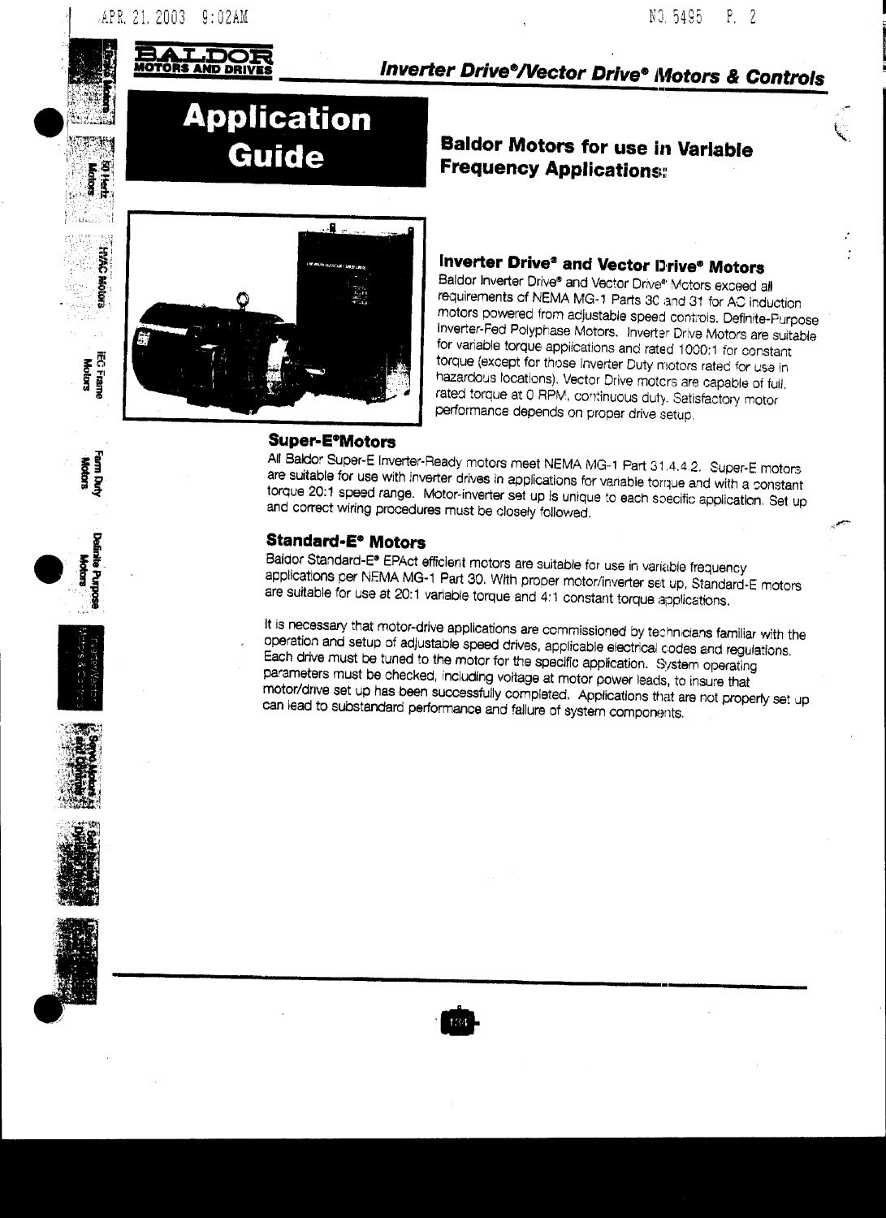**BALDOR**
**MOTORS AND DRIVES**

***Inverter Drive®/Vector Drive® Motors & Controls***

# Application Guide

## Baldor Motors for use in Variable Frequency Applications:

### Inverter Drive® and Vector Drive® Motors

Baldor Inverter Drive® and Vector Drive® Motors exceed all requirements of NEMA MG-1 Parts 30 and 31 for AC induction motors powered from adjustable speed controls. Definite-Purpose Inverter-Fed Polyphase Motors. Inverter Drive Motors are suitable for variable torque applications and rated 1000:1 for constant torque (except for those Inverter Duty motors rated for use in hazardous locations). Vector Drive motors are capable of full, rated torque at 0 RPM, continuous duty. Satisfactory motor performance depends on proper drive setup.

### Super-E® Motors

All Baldor Super-E Inverter-Ready motors meet NEMA MG-1 Part 31.4.4.2. Super-E motors are suitable for use with inverter drives in applications for variable torque and with a constant torque 20:1 speed range. Motor-inverter set up is unique to each specific application. Set up and correct wiring procedures must be closely followed.

### Standard-E® Motors

Baldor Standard-E® EPAct efficient motors are suitable for use in variable frequency applications per NEMA MG-1 Part 30. With proper motor/inverter set up, Standard-E motors are suitable for use at 20:1 variable torque and 4:1 constant torque applications.

It is necessary that motor-drive applications are commissioned by technicians familiar with the operation and setup of adjustable speed drives, applicable electrical codes and regulations. Each drive must be tuned to the motor for the specific application. System operating parameters must be checked, including voltage at motor power leads, to insure that motor/drive set up has been successfully completed. Applications that are not properly set up can lead to substandard performance and failure of system components.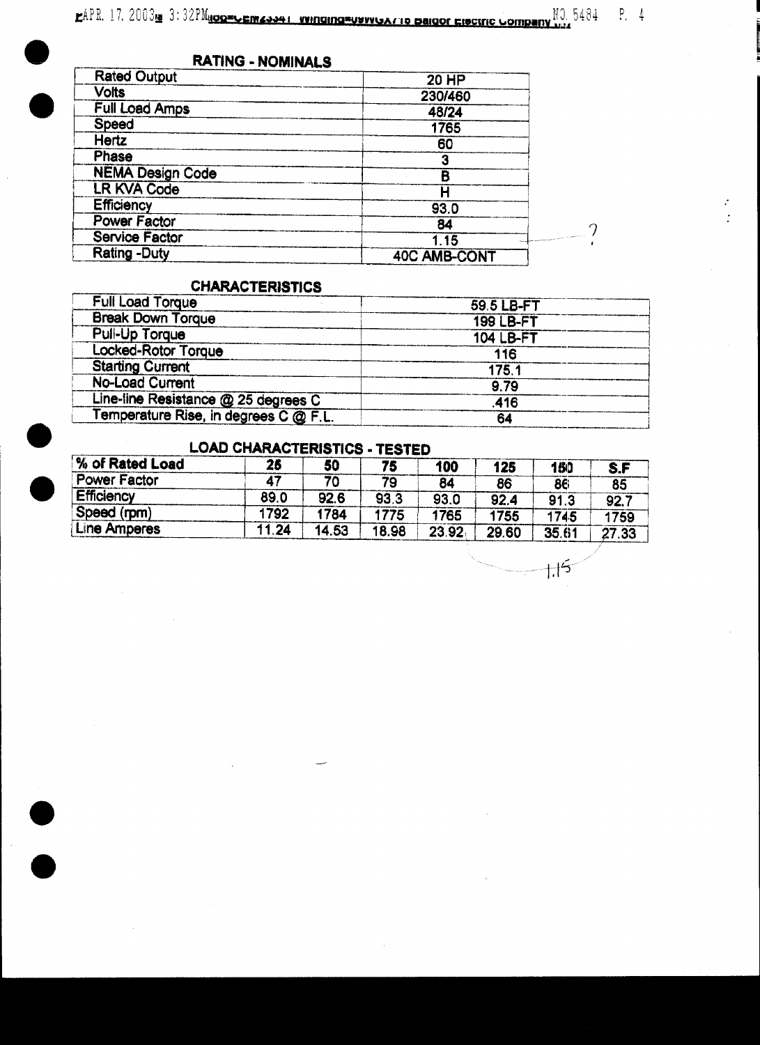## RATING - NOMINALS

| | |
|---|---|
| Rated Output | 20 HP |
| Volts | 230/460 |
| Full Load Amps | 48/24 |
| Speed | 1765 |
| Hertz | 60 |
| Phase | 3 |
| NEMA Design Code | B |
| LR KVA Code | H |
| Efficiency | 93.0 |
| Power Factor | 84 |
| Service Factor | 1.15 |
| Rating -Duty | 40C AMB-CONT |

## CHARACTERISTICS

| | |
|---|---|
| Full Load Torque | 59.5 LB-FT |
| Break Down Torque | 199 LB-FT |
| Pull-Up Torque | 104 LB-FT |
| Locked-Rotor Torque | 116 |
| Starting Current | 175.1 |
| No-Load Current | 9.79 |
| Line-line Resistance @ 25 degrees C | .416 |
| Temperature Rise, in degrees C @ F.L. | 64 |

## LOAD CHARACTERISTICS - TESTED

| % of Rated Load | 25 | 50 | 75 | 100 | 125 | 150 | S.F |
|---|---|---|---|---|---|---|---|
| Power Factor | 47 | 70 | 79 | 84 | 86 | 86 | 85 |
| Efficiency | 89.0 | 92.6 | 93.3 | 93.0 | 92.4 | 91.3 | 92.7 |
| Speed (rpm) | 1792 | 1784 | 1775 | 1765 | 1755 | 1745 | 1759 |
| Line Amperes | 11.24 | 14.53 | 18.98 | 23.92 | 29.60 | 35.61 | 27.33 |

1.15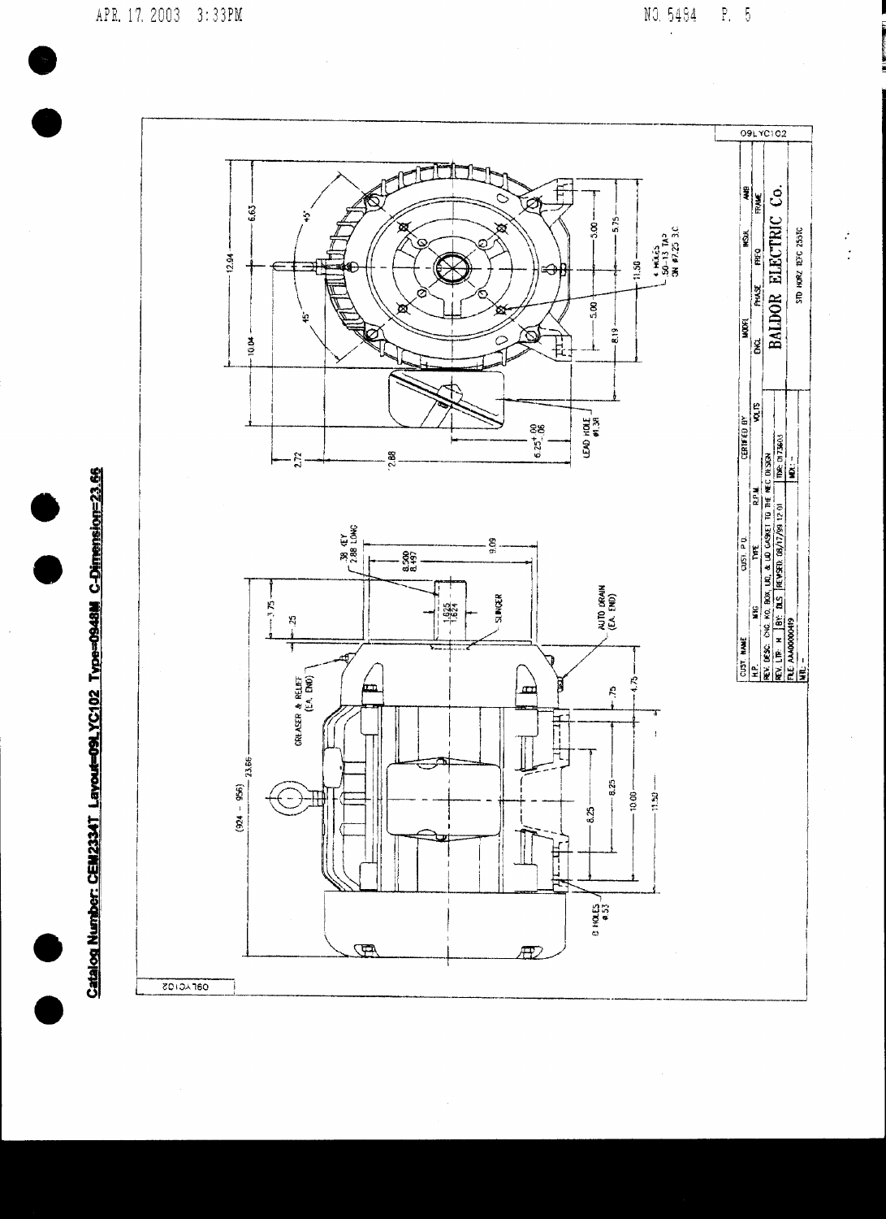**Catalog Number: CEM2334T Layout=09LYC102 Type=0948M C-Dimension=23.66**

09LYC102

(924 - 956)
23.66
3.75
.25
GREASER & RELIEF
(EA. END)
.38 KEY
2.88 LONG
8.500
8.497
9.09
1.625
1.624
SLINGER
AUTO DRAIN
(EA. END)
.75
4.75
8.25
8.25
10.00
11.50
8 HOLES
ø.53

12.94
6.63
10.04
45°
45°
2.72
2.88
6.25 +.00 -.06
LEAD HOLE
ø1.38
5.00
5.00
5.75
8.19
11.50
4 HOLES
.50-13 TAP
ON ø7.25 B.C.

| | | | | | |
|---|---|---|---|---|---|
| CUST. NAME | CUST. P.O. | CERTIFIED BY | MODEL | INSUL | AMB |
| H.P. | MTG | TYPE | R.P.M. | VOLTS | ENCL | PHASE | FREQ | FRAME |
| REV. DESC: CNG KO, BOX, LID, & LID GASKET TO THE NEC DESIGN | | | | | |
| REV. LTR: H | BY: DLS | REVISED: 08/17/99 12:01 | TIME: 0173603 | | |
| FILE: AAA0000419 | | | MDL: - | | |
| MFL: - | | | | | |

**BALDOR ELECTRIC Co.**

STD HORZ TEFC 256TC

09LYC102